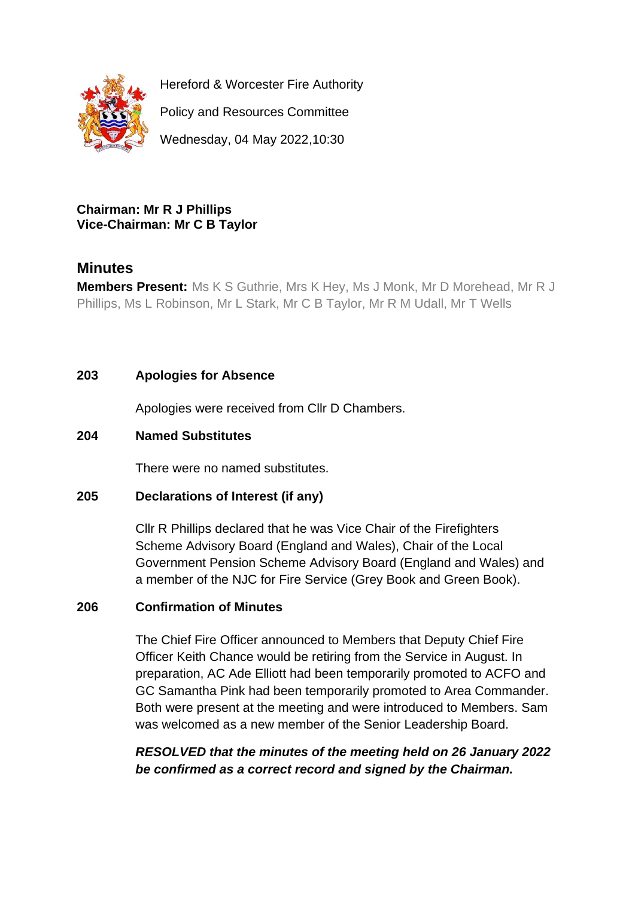Hereford & Worcester Fire Authority

Policy and Resources Committee

Wednesday, 04 May 2022,10:30

**Chairman: Mr R J Phillips**
**Vice-Chairman: Mr C B Taylor**

## Minutes

**Members Present:** Ms K S Guthrie, Mrs K Hey, Ms J Monk, Mr D Morehead, Mr R J Phillips, Ms L Robinson, Mr L Stark, Mr C B Taylor, Mr R M Udall, Mr T Wells

### 203 Apologies for Absence

Apologies were received from Cllr D Chambers.

### 204 Named Substitutes

There were no named substitutes.

### 205 Declarations of Interest (if any)

Cllr R Phillips declared that he was Vice Chair of the Firefighters Scheme Advisory Board (England and Wales), Chair of the Local Government Pension Scheme Advisory Board (England and Wales) and a member of the NJC for Fire Service (Grey Book and Green Book).

### 206 Confirmation of Minutes

The Chief Fire Officer announced to Members that Deputy Chief Fire Officer Keith Chance would be retiring from the Service in August. In preparation, AC Ade Elliott had been temporarily promoted to ACFO and GC Samantha Pink had been temporarily promoted to Area Commander. Both were present at the meeting and were introduced to Members. Sam was welcomed as a new member of the Senior Leadership Board.

***RESOLVED that the minutes of the meeting held on 26 January 2022 be confirmed as a correct record and signed by the Chairman.***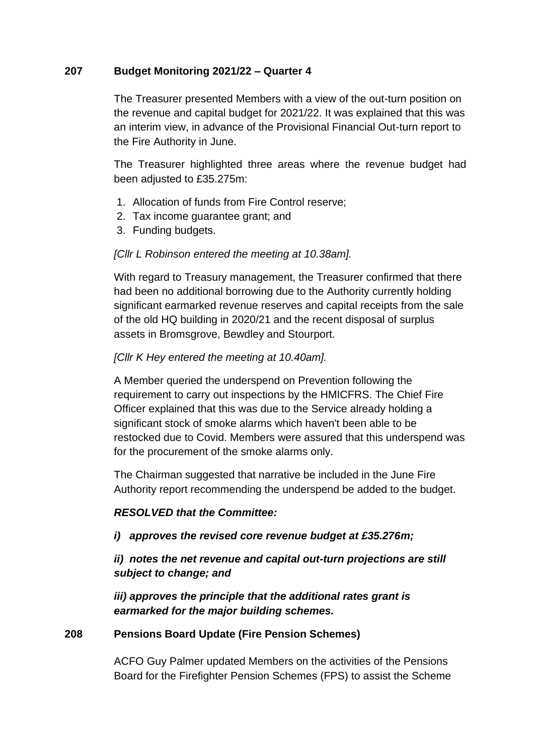**207 Budget Monitoring 2021/22 – Quarter 4**

The Treasurer presented Members with a view of the out-turn position on the revenue and capital budget for 2021/22. It was explained that this was an interim view, in advance of the Provisional Financial Out-turn report to the Fire Authority in June.

The Treasurer highlighted three areas where the revenue budget had been adjusted to £35.275m:

1. Allocation of funds from Fire Control reserve;
2. Tax income guarantee grant; and
3. Funding budgets.

*[Cllr L Robinson entered the meeting at 10.38am].*

With regard to Treasury management, the Treasurer confirmed that there had been no additional borrowing due to the Authority currently holding significant earmarked revenue reserves and capital receipts from the sale of the old HQ building in 2020/21 and the recent disposal of surplus assets in Bromsgrove, Bewdley and Stourport.

*[Cllr K Hey entered the meeting at 10.40am].*

A Member queried the underspend on Prevention following the requirement to carry out inspections by the HMICFRS. The Chief Fire Officer explained that this was due to the Service already holding a significant stock of smoke alarms which haven't been able to be restocked due to Covid. Members were assured that this underspend was for the procurement of the smoke alarms only.

The Chairman suggested that narrative be included in the June Fire Authority report recommending the underspend be added to the budget.

***RESOLVED that the Committee:***

***i) approves the revised core revenue budget at £35.276m;***

***ii) notes the net revenue and capital out-turn projections are still subject to change; and***

***iii) approves the principle that the additional rates grant is earmarked for the major building schemes.***

**208 Pensions Board Update (Fire Pension Schemes)**

ACFO Guy Palmer updated Members on the activities of the Pensions Board for the Firefighter Pension Schemes (FPS) to assist the Scheme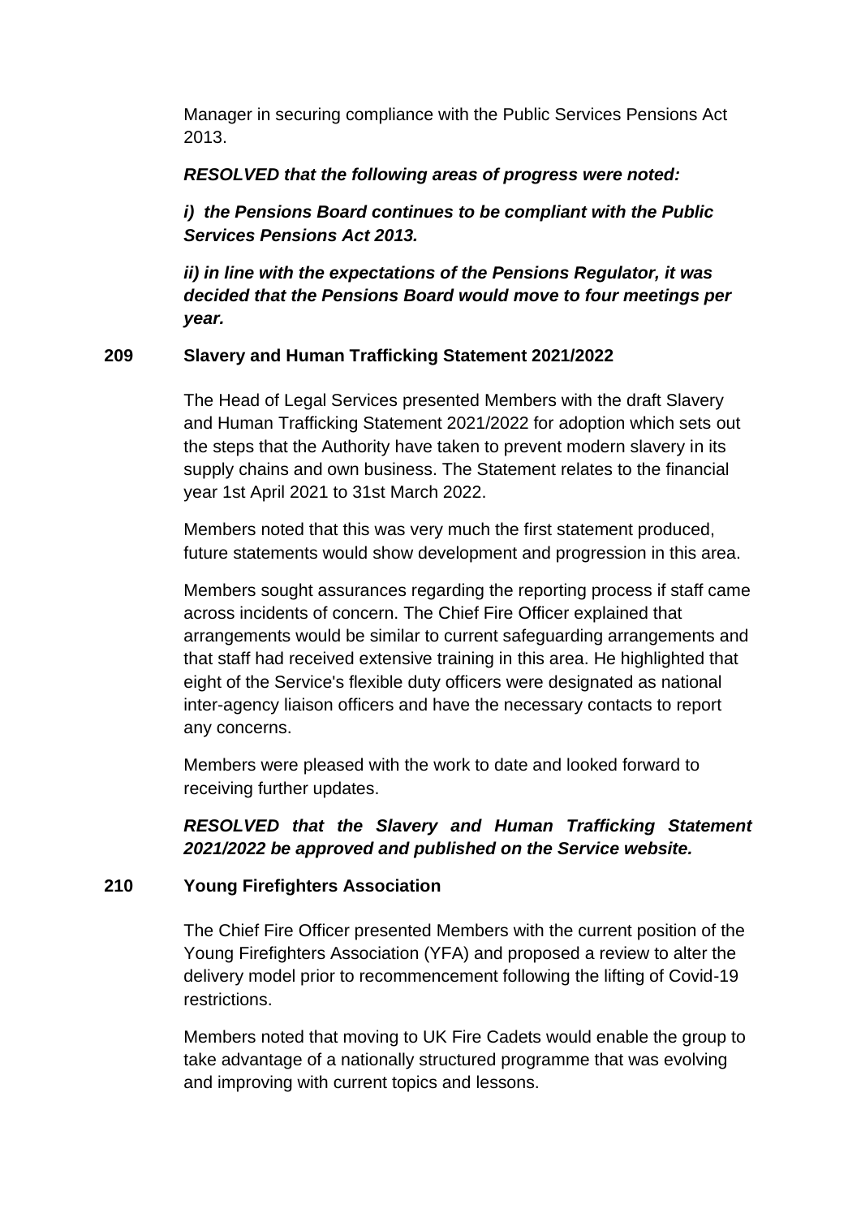Manager in securing compliance with the Public Services Pensions Act 2013.

***RESOLVED that the following areas of progress were noted:***

***i) the Pensions Board continues to be compliant with the Public Services Pensions Act 2013.***

***ii) in line with the expectations of the Pensions Regulator, it was decided that the Pensions Board would move to four meetings per year.***

**209 Slavery and Human Trafficking Statement 2021/2022**

The Head of Legal Services presented Members with the draft Slavery and Human Trafficking Statement 2021/2022 for adoption which sets out the steps that the Authority have taken to prevent modern slavery in its supply chains and own business. The Statement relates to the financial year 1st April 2021 to 31st March 2022.

Members noted that this was very much the first statement produced, future statements would show development and progression in this area.

Members sought assurances regarding the reporting process if staff came across incidents of concern. The Chief Fire Officer explained that arrangements would be similar to current safeguarding arrangements and that staff had received extensive training in this area. He highlighted that eight of the Service's flexible duty officers were designated as national inter-agency liaison officers and have the necessary contacts to report any concerns.

Members were pleased with the work to date and looked forward to receiving further updates.

***RESOLVED that the Slavery and Human Trafficking Statement 2021/2022 be approved and published on the Service website.***

**210 Young Firefighters Association**

The Chief Fire Officer presented Members with the current position of the Young Firefighters Association (YFA) and proposed a review to alter the delivery model prior to recommencement following the lifting of Covid-19 restrictions.

Members noted that moving to UK Fire Cadets would enable the group to take advantage of a nationally structured programme that was evolving and improving with current topics and lessons.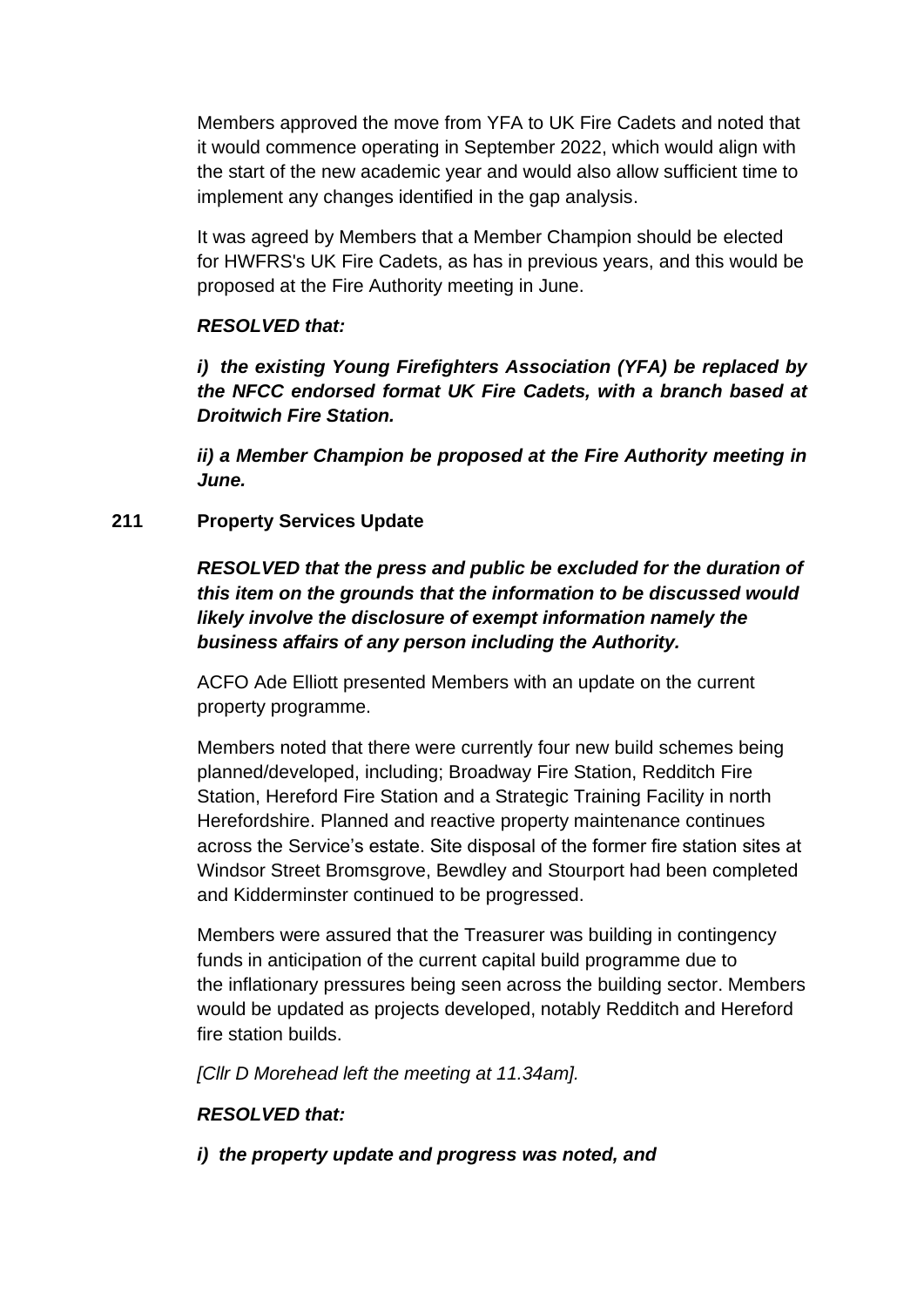Members approved the move from YFA to UK Fire Cadets and noted that it would commence operating in September 2022, which would align with the start of the new academic year and would also allow sufficient time to implement any changes identified in the gap analysis.

It was agreed by Members that a Member Champion should be elected for HWFRS's UK Fire Cadets, as has in previous years, and this would be proposed at the Fire Authority meeting in June.

***RESOLVED that:***

***i) the existing Young Firefighters Association (YFA) be replaced by the NFCC endorsed format UK Fire Cadets, with a branch based at Droitwich Fire Station.***

***ii) a Member Champion be proposed at the Fire Authority meeting in June.***

**211 Property Services Update**

***RESOLVED that the press and public be excluded for the duration of this item on the grounds that the information to be discussed would likely involve the disclosure of exempt information namely the business affairs of any person including the Authority.***

ACFO Ade Elliott presented Members with an update on the current property programme.

Members noted that there were currently four new build schemes being planned/developed, including; Broadway Fire Station, Redditch Fire Station, Hereford Fire Station and a Strategic Training Facility in north Herefordshire. Planned and reactive property maintenance continues across the Service's estate. Site disposal of the former fire station sites at Windsor Street Bromsgrove, Bewdley and Stourport had been completed and Kidderminster continued to be progressed.

Members were assured that the Treasurer was building in contingency funds in anticipation of the current capital build programme due to the inflationary pressures being seen across the building sector. Members would be updated as projects developed, notably Redditch and Hereford fire station builds.

*[Cllr D Morehead left the meeting at 11.34am].*

***RESOLVED that:***

***i) the property update and progress was noted, and***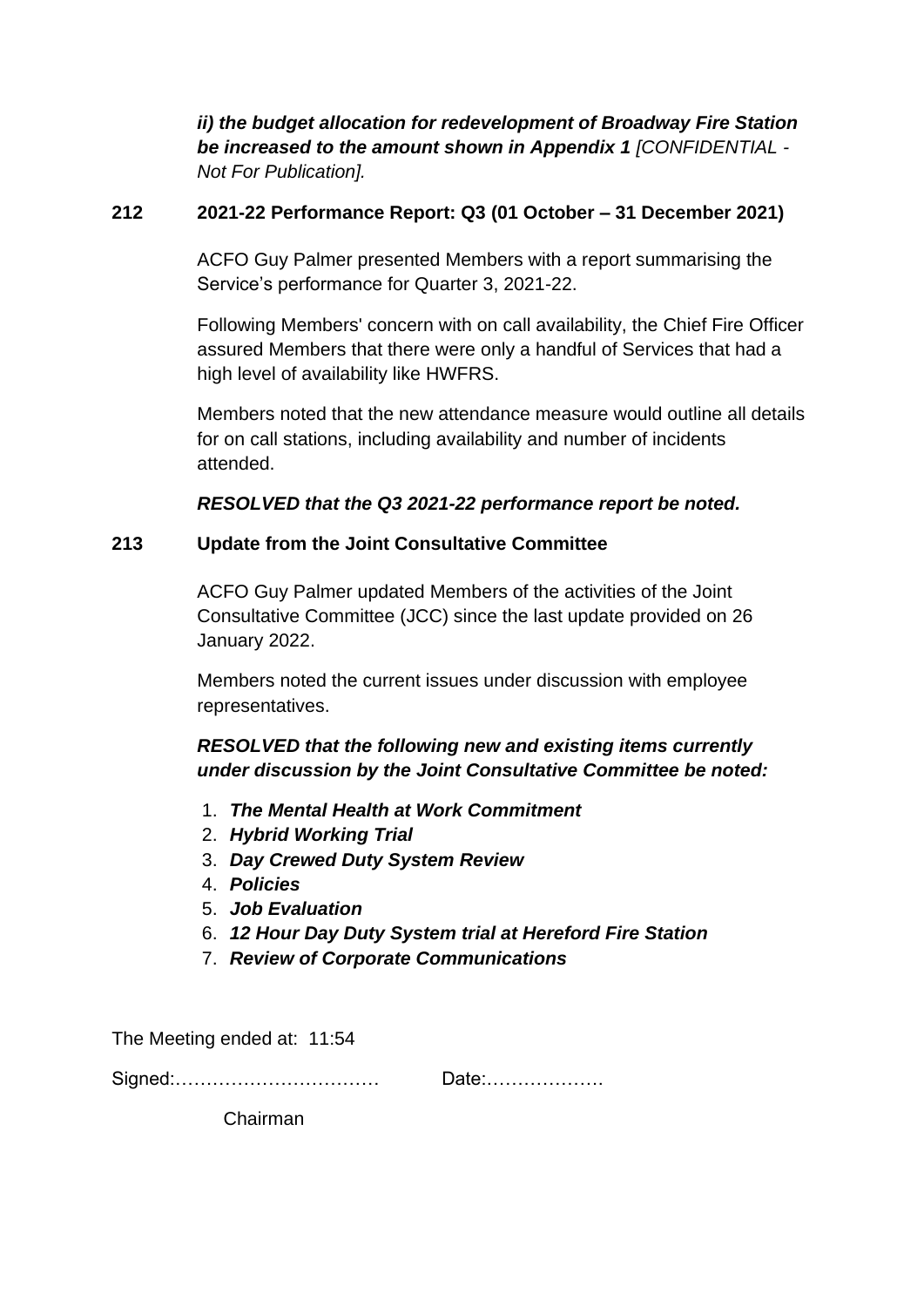***ii) the budget allocation for redevelopment of Broadway Fire Station be increased to the amount shown in Appendix 1*** *[CONFIDENTIAL - Not For Publication].*

**212 2021-22 Performance Report: Q3 (01 October – 31 December 2021)**

ACFO Guy Palmer presented Members with a report summarising the Service's performance for Quarter 3, 2021-22.

Following Members' concern with on call availability, the Chief Fire Officer assured Members that there were only a handful of Services that had a high level of availability like HWFRS.

Members noted that the new attendance measure would outline all details for on call stations, including availability and number of incidents attended.

***RESOLVED that the Q3 2021-22 performance report be noted.***

**213 Update from the Joint Consultative Committee**

ACFO Guy Palmer updated Members of the activities of the Joint Consultative Committee (JCC) since the last update provided on 26 January 2022.

Members noted the current issues under discussion with employee representatives.

***RESOLVED that the following new and existing items currently under discussion by the Joint Consultative Committee be noted:***

1. ***The Mental Health at Work Commitment***
2. ***Hybrid Working Trial***
3. ***Day Crewed Duty System Review***
4. ***Policies***
5. ***Job Evaluation***
6. ***12 Hour Day Duty System trial at Hereford Fire Station***
7. ***Review of Corporate Communications***

The Meeting ended at: 11:54

Signed:…………………………… Date:……………….

Chairman